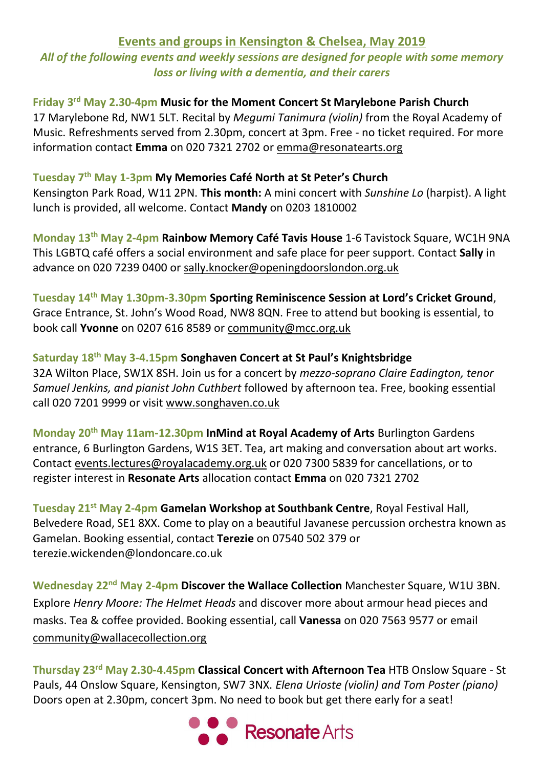## Events and groups in Kensington & Chelsea, May 2019

***All of the following events and weekly sessions are designed for people with some memory loss or living with a dementia, and their carers***

**Friday 3rd May 2.30-4pm Music for the Moment Concert St Marylebone Parish Church**
17 Marylebone Rd, NW1 5LT. Recital by *Megumi Tanimura (violin)* from the Royal Academy of Music. Refreshments served from 2.30pm, concert at 3pm. Free - no ticket required. For more information contact **Emma** on 020 7321 2702 or emma@resonatearts.org

**Tuesday 7th May 1-3pm My Memories Café North at St Peter's Church**
Kensington Park Road, W11 2PN. **This month:** A mini concert with *Sunshine Lo* (harpist). A light lunch is provided, all welcome. Contact **Mandy** on 0203 1810002

**Monday 13th May 2-4pm Rainbow Memory Café Tavis House** 1-6 Tavistock Square, WC1H 9NA
This LGBTQ café offers a social environment and safe place for peer support. Contact **Sally** in advance on 020 7239 0400 or sally.knocker@openingdoorslondon.org.uk

**Tuesday 14th May 1.30pm-3.30pm Sporting Reminiscence Session at Lord's Cricket Ground**, Grace Entrance, St. John's Wood Road, NW8 8QN. Free to attend but booking is essential, to book call **Yvonne** on 0207 616 8589 or community@mcc.org.uk

**Saturday 18th May 3-4.15pm Songhaven Concert at St Paul's Knightsbridge**
32A Wilton Place, SW1X 8SH. Join us for a concert by *mezzo-soprano Claire Eadington, tenor Samuel Jenkins, and pianist John Cuthbert* followed by afternoon tea. Free, booking essential call 020 7201 9999 or visit www.songhaven.co.uk

**Monday 20th May 11am-12.30pm InMind at Royal Academy of Arts** Burlington Gardens entrance, 6 Burlington Gardens, W1S 3ET. Tea, art making and conversation about art works. Contact events.lectures@royalacademy.org.uk or 020 7300 5839 for cancellations, or to register interest in **Resonate Arts** allocation contact **Emma** on 020 7321 2702

**Tuesday 21st May 2-4pm Gamelan Workshop at Southbank Centre**, Royal Festival Hall, Belvedere Road, SE1 8XX. Come to play on a beautiful Javanese percussion orchestra known as Gamelan. Booking essential, contact **Terezie** on 07540 502 379 or terezie.wickenden@londoncare.co.uk

**Wednesday 22nd May 2-4pm Discover the Wallace Collection** Manchester Square, W1U 3BN. Explore *Henry Moore: The Helmet Heads* and discover more about armour head pieces and masks. Tea & coffee provided. Booking essential, call **Vanessa** on 020 7563 9577 or email community@wallacecollection.org

**Thursday 23rd May 2.30-4.45pm Classical Concert with Afternoon Tea** HTB Onslow Square - St Pauls, 44 Onslow Square, Kensington, SW7 3NX. *Elena Urioste (violin) and Tom Poster (piano)* Doors open at 2.30pm, concert 3pm. No need to book but get there early for a seat!

Resonate Arts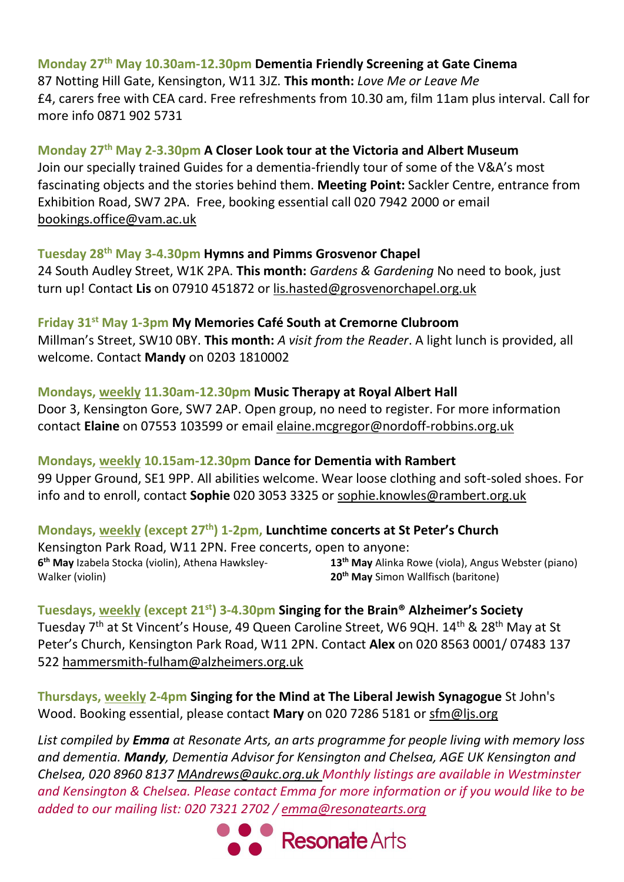**Monday 27th May 10.30am-12.30pm Dementia Friendly Screening at Gate Cinema**
87 Notting Hill Gate, Kensington, W11 3JZ. **This month:** *Love Me or Leave Me*
£4, carers free with CEA card. Free refreshments from 10.30 am, film 11am plus interval. Call for more info 0871 902 5731

**Monday 27th May 2-3.30pm A Closer Look tour at the Victoria and Albert Museum**
Join our specially trained Guides for a dementia-friendly tour of some of the V&A's most fascinating objects and the stories behind them. **Meeting Point:** Sackler Centre, entrance from Exhibition Road, SW7 2PA. Free, booking essential call 020 7942 2000 or email bookings.office@vam.ac.uk

**Tuesday 28th May 3-4.30pm Hymns and Pimms Grosvenor Chapel**
24 South Audley Street, W1K 2PA. **This month:** *Gardens & Gardening* No need to book, just turn up! Contact **Lis** on 07910 451872 or lis.hasted@grosvenorchapel.org.uk

**Friday 31st May 1-3pm My Memories Café South at Cremorne Clubroom**
Millman's Street, SW10 0BY. **This month:** *A visit from the Reader*. A light lunch is provided, all welcome. Contact **Mandy** on 0203 1810002

**Mondays, weekly 11.30am-12.30pm Music Therapy at Royal Albert Hall**
Door 3, Kensington Gore, SW7 2AP. Open group, no need to register. For more information contact **Elaine** on 07553 103599 or email elaine.mcgregor@nordoff-robbins.org.uk

**Mondays, weekly 10.15am-12.30pm Dance for Dementia with Rambert**
99 Upper Ground, SE1 9PP. All abilities welcome. Wear loose clothing and soft-soled shoes. For info and to enroll, contact **Sophie** 020 3053 3325 or sophie.knowles@rambert.org.uk

**Mondays, weekly (except 27th) 1-2pm, Lunchtime concerts at St Peter's Church**
Kensington Park Road, W11 2PN. Free concerts, open to anyone:
**6th May** Izabela Stocka (violin), Athena Hawksley-Walker (violin)
**13th May** Alinka Rowe (viola), Angus Webster (piano)
**20th May** Simon Wallfisch (baritone)

**Tuesdays, weekly (except 21st) 3-4.30pm Singing for the Brain® Alzheimer's Society**
Tuesday 7th at St Vincent's House, 49 Queen Caroline Street, W6 9QH. 14th & 28th May at St Peter's Church, Kensington Park Road, W11 2PN. Contact **Alex** on 020 8563 0001/ 07483 137 522 hammersmith-fulham@alzheimers.org.uk

**Thursdays, weekly 2-4pm Singing for the Mind at The Liberal Jewish Synagogue** St John's Wood. Booking essential, please contact **Mary** on 020 7286 5181 or sfm@ljs.org

*List compiled by **Emma** at Resonate Arts, an arts programme for people living with memory loss and dementia. **Mandy**, Dementia Advisor for Kensington and Chelsea, AGE UK Kensington and Chelsea, 020 8960 8137 MAndrews@aukc.org.uk Monthly listings are available in Westminster and Kensington & Chelsea. Please contact Emma for more information or if you would like to be added to our mailing list: 020 7321 2702 / emma@resonatearts.org*

Resonate Arts